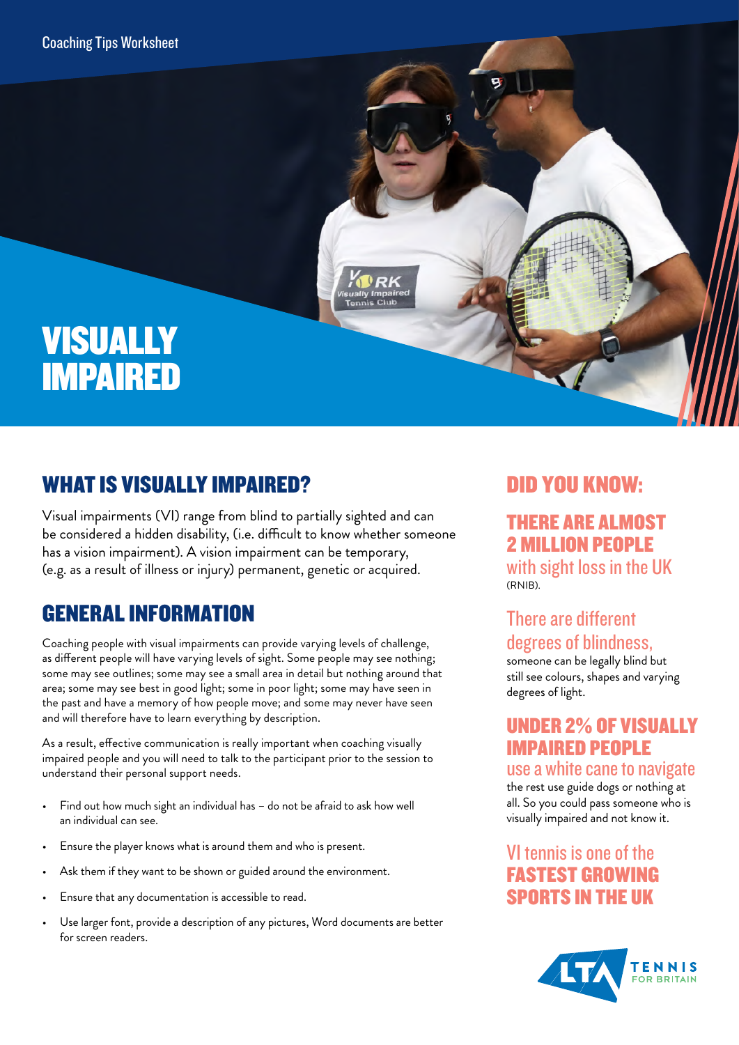Coaching Tips Worksheet

# VISUALLY IMPAIRED

## WHAT IS VISUALLY IMPAIRED?

Visual impairments (VI) range from blind to partially sighted and can be considered a hidden disability, (i.e. difficult to know whether someone has a vision impairment). A vision impairment can be temporary, (e.g. as a result of illness or injury) permanent, genetic or acquired.

## GENERAL INFORMATION

Coaching people with visual impairments can provide varying levels of challenge, as different people will have varying levels of sight. Some people may see nothing; some may see outlines; some may see a small area in detail but nothing around that area; some may see best in good light; some in poor light; some may have seen in the past and have a memory of how people move; and some may never have seen and will therefore have to learn everything by description.

As a result, effective communication is really important when coaching visually impaired people and you will need to talk to the participant prior to the session to understand their personal support needs.

- Find out how much sight an individual has – do not be afraid to ask how well an individual can see.
- Ensure the player knows what is around them and who is present.
- Ask them if they want to be shown or guided around the environment.
- Ensure that any documentation is accessible to read.
- Use larger font, provide a description of any pictures, Word documents are better for screen readers.

## DID YOU KNOW:

**THERE ARE ALMOST 2 MILLION PEOPLE** with sight loss in the UK (RNIB).

There are different degrees of blindness, someone can be legally blind but still see colours, shapes and varying degrees of light.

**UNDER 2% OF VISUALLY IMPAIRED PEOPLE** use a white cane to navigate the rest use guide dogs or nothing at all. So you could pass someone who is visually impaired and not know it.

VI tennis is one of the **FASTEST GROWING SPORTS IN THE UK**

LTA TENNIS FOR BRITAIN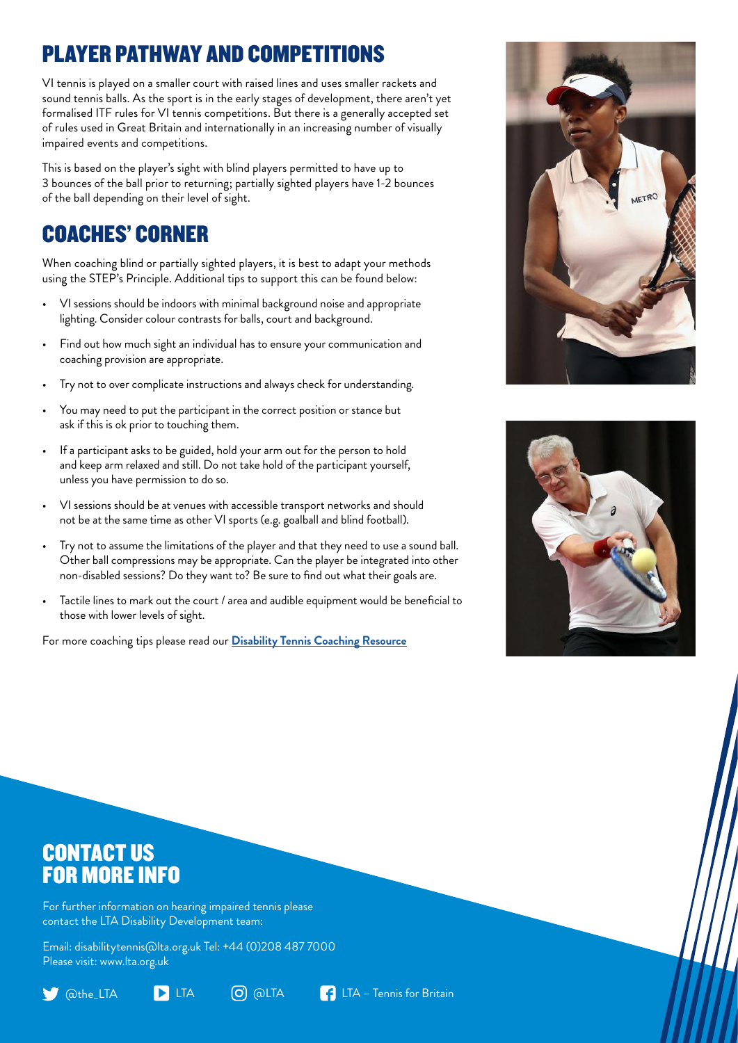# PLAYER PATHWAY AND COMPETITIONS

VI tennis is played on a smaller court with raised lines and uses smaller rackets and sound tennis balls. As the sport is in the early stages of development, there aren't yet formalised ITF rules for VI tennis competitions. But there is a generally accepted set of rules used in Great Britain and internationally in an increasing number of visually impaired events and competitions.

This is based on the player's sight with blind players permitted to have up to 3 bounces of the ball prior to returning; partially sighted players have 1-2 bounces of the ball depending on their level of sight.

# COACHES' CORNER

When coaching blind or partially sighted players, it is best to adapt your methods using the STEP's Principle. Additional tips to support this can be found below:

- VI sessions should be indoors with minimal background noise and appropriate lighting. Consider colour contrasts for balls, court and background.
- Find out how much sight an individual has to ensure your communication and coaching provision are appropriate.
- Try not to over complicate instructions and always check for understanding.
- You may need to put the participant in the correct position or stance but ask if this is ok prior to touching them.
- If a participant asks to be guided, hold your arm out for the person to hold and keep arm relaxed and still. Do not take hold of the participant yourself, unless you have permission to do so.
- VI sessions should be at venues with accessible transport networks and should not be at the same time as other VI sports (e.g. goalball and blind football).
- Try not to assume the limitations of the player and that they need to use a sound ball. Other ball compressions may be appropriate. Can the player be integrated into other non-disabled sessions? Do they want to? Be sure to find out what their goals are.
- Tactile lines to mark out the court / area and audible equipment would be beneficial to those with lower levels of sight.

For more coaching tips please read our **Disability Tennis Coaching Resource**

# CONTACT US FOR MORE INFO

For further information on hearing impaired tennis please contact the LTA Disability Development team:

Email: disabilitytennis@lta.org.uk Tel: +44 (0)208 487 7000
Please visit: www.lta.org.uk

@the_LTA LTA @LTA LTA – Tennis for Britain